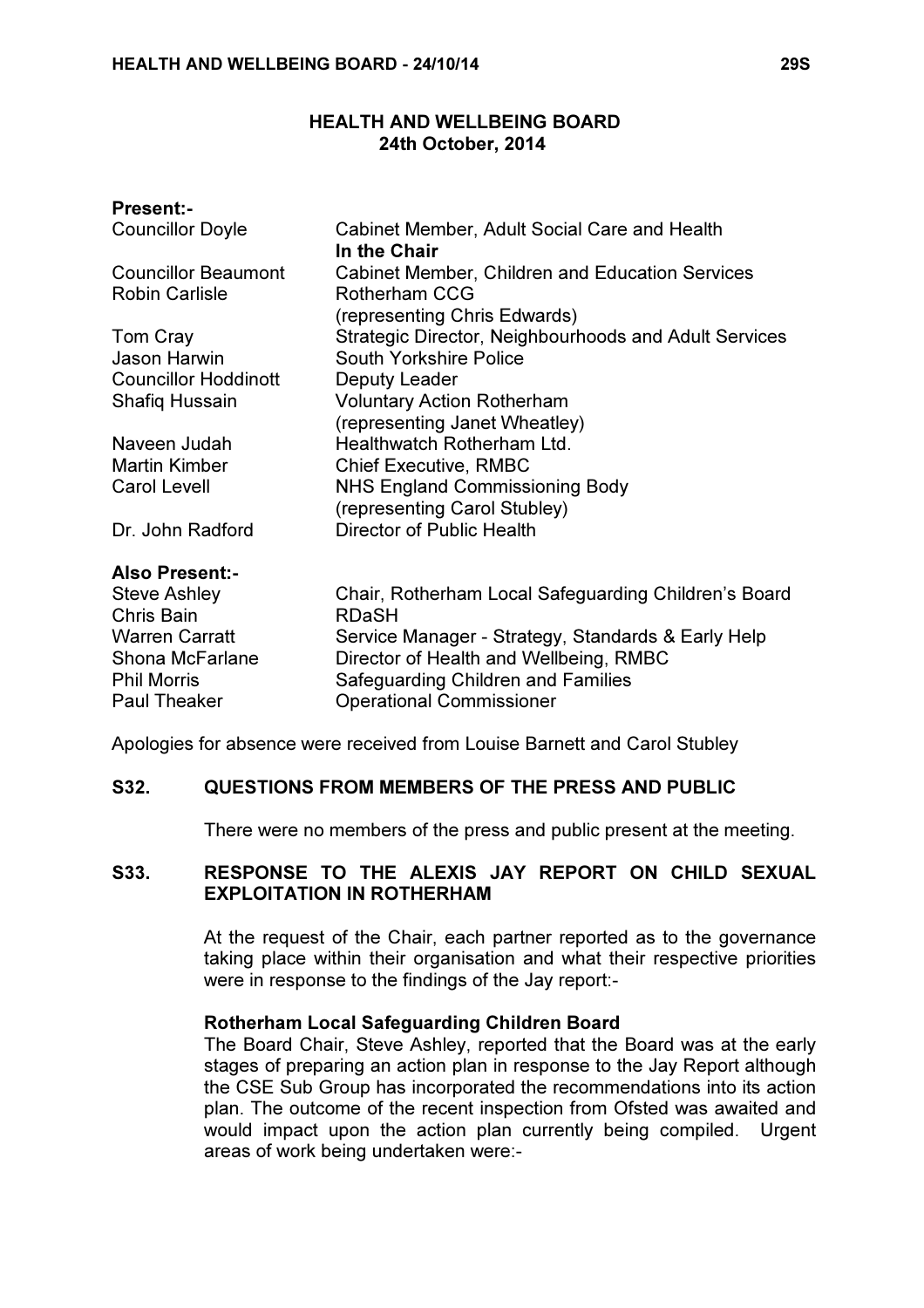# HEALTH AND WELLBEING BOARD
## 24th October, 2014

**Present:-**

| | |
|---|---|
| Councillor Doyle | Cabinet Member, Adult Social Care and Health **In the Chair** |
| Councillor Beaumont | Cabinet Member, Children and Education Services |
| Robin Carlisle | Rotherham CCG (representing Chris Edwards) |
| Tom Cray | Strategic Director, Neighbourhoods and Adult Services |
| Jason Harwin | South Yorkshire Police |
| Councillor Hoddinott | Deputy Leader |
| Shafiq Hussain | Voluntary Action Rotherham (representing Janet Wheatley) |
| Naveen Judah | Healthwatch Rotherham Ltd. |
| Martin Kimber | Chief Executive, RMBC |
| Carol Levell | NHS England Commissioning Body (representing Carol Stubley) |
| Dr. John Radford | Director of Public Health |

**Also Present:-**

| | |
|---|---|
| Steve Ashley | Chair, Rotherham Local Safeguarding Children's Board |
| Chris Bain | RDaSH |
| Warren Carratt | Service Manager - Strategy, Standards & Early Help |
| Shona McFarlane | Director of Health and Wellbeing, RMBC |
| Phil Morris | Safeguarding Children and Families |
| Paul Theaker | Operational Commissioner |

Apologies for absence were received from Louise Barnett and Carol Stubley

### S32. QUESTIONS FROM MEMBERS OF THE PRESS AND PUBLIC

There were no members of the press and public present at the meeting.

### S33. RESPONSE TO THE ALEXIS JAY REPORT ON CHILD SEXUAL EXPLOITATION IN ROTHERHAM

At the request of the Chair, each partner reported as to the governance taking place within their organisation and what their respective priorities were in response to the findings of the Jay report:-

**Rotherham Local Safeguarding Children Board**

The Board Chair, Steve Ashley, reported that the Board was at the early stages of preparing an action plan in response to the Jay Report although the CSE Sub Group has incorporated the recommendations into its action plan. The outcome of the recent inspection from Ofsted was awaited and would impact upon the action plan currently being compiled. Urgent areas of work being undertaken were:-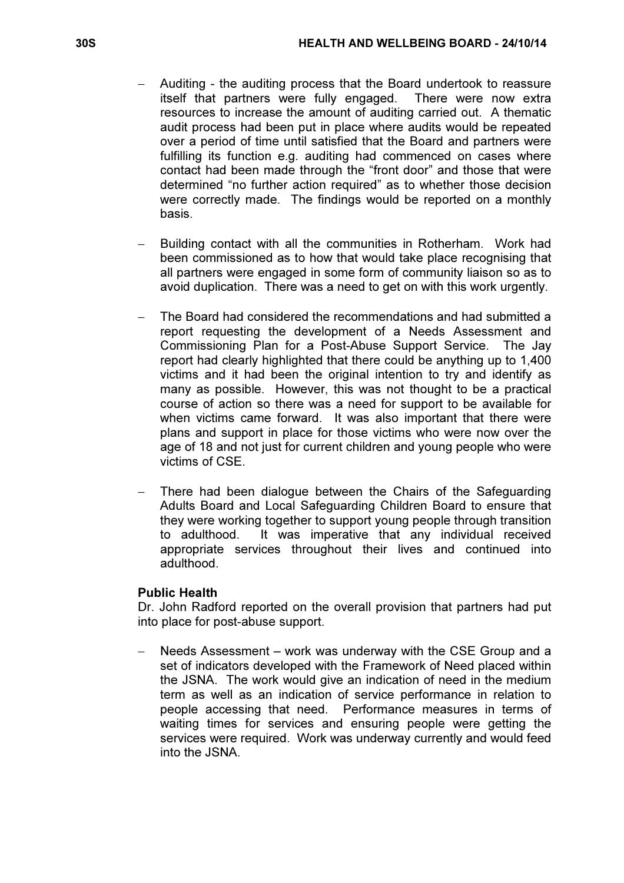- Auditing - the auditing process that the Board undertook to reassure itself that partners were fully engaged. There were now extra resources to increase the amount of auditing carried out. A thematic audit process had been put in place where audits would be repeated over a period of time until satisfied that the Board and partners were fulfilling its function e.g. auditing had commenced on cases where contact had been made through the "front door" and those that were determined "no further action required" as to whether those decision were correctly made. The findings would be reported on a monthly basis.

- Building contact with all the communities in Rotherham. Work had been commissioned as to how that would take place recognising that all partners were engaged in some form of community liaison so as to avoid duplication. There was a need to get on with this work urgently.

- The Board had considered the recommendations and had submitted a report requesting the development of a Needs Assessment and Commissioning Plan for a Post-Abuse Support Service. The Jay report had clearly highlighted that there could be anything up to 1,400 victims and it had been the original intention to try and identify as many as possible. However, this was not thought to be a practical course of action so there was a need for support to be available for when victims came forward. It was also important that there were plans and support in place for those victims who were now over the age of 18 and not just for current children and young people who were victims of CSE.

- There had been dialogue between the Chairs of the Safeguarding Adults Board and Local Safeguarding Children Board to ensure that they were working together to support young people through transition to adulthood. It was imperative that any individual received appropriate services throughout their lives and continued into adulthood.

**Public Health**

Dr. John Radford reported on the overall provision that partners had put into place for post-abuse support.

- Needs Assessment – work was underway with the CSE Group and a set of indicators developed with the Framework of Need placed within the JSNA. The work would give an indication of need in the medium term as well as an indication of service performance in relation to people accessing that need. Performance measures in terms of waiting times for services and ensuring people were getting the services were required. Work was underway currently and would feed into the JSNA.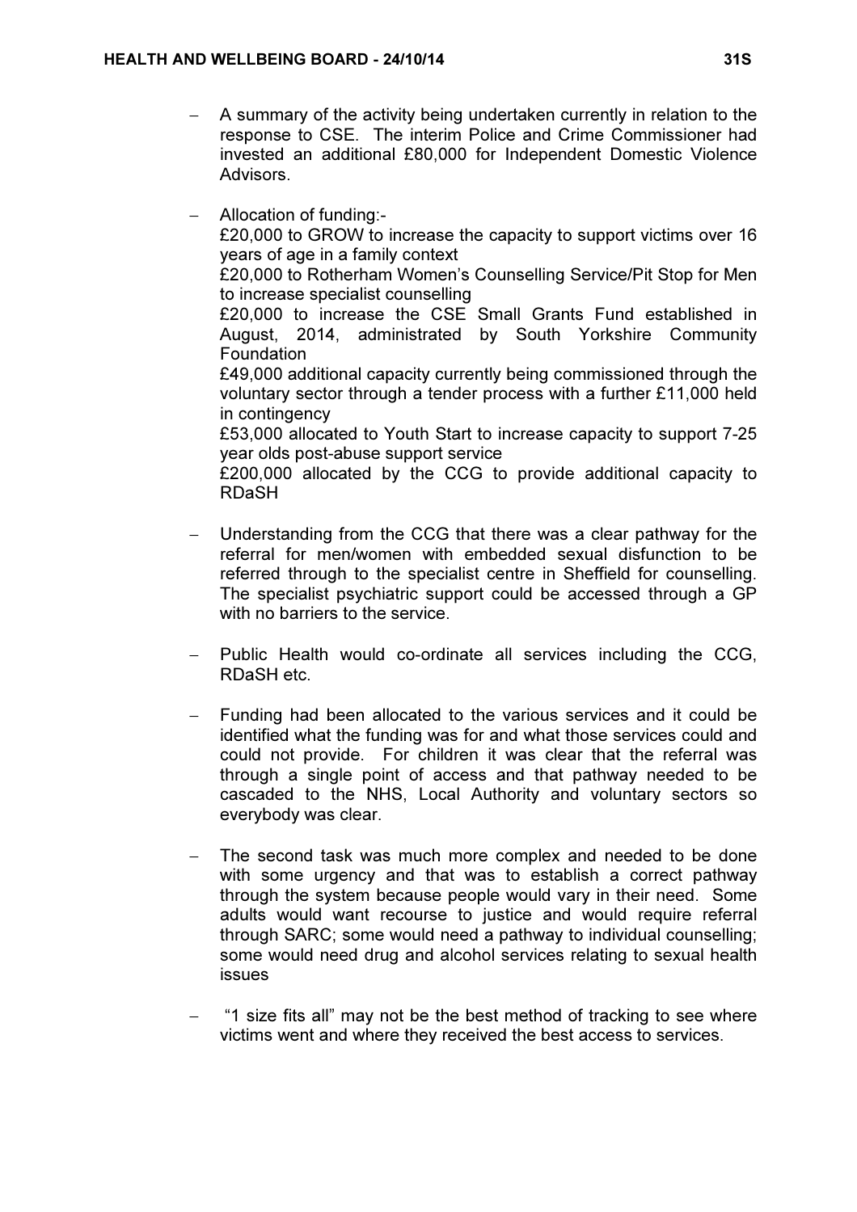- A summary of the activity being undertaken currently in relation to the response to CSE. The interim Police and Crime Commissioner had invested an additional £80,000 for Independent Domestic Violence Advisors.

- Allocation of funding:-
  £20,000 to GROW to increase the capacity to support victims over 16 years of age in a family context
  £20,000 to Rotherham Women's Counselling Service/Pit Stop for Men to increase specialist counselling
  £20,000 to increase the CSE Small Grants Fund established in August, 2014, administrated by South Yorkshire Community Foundation
  £49,000 additional capacity currently being commissioned through the voluntary sector through a tender process with a further £11,000 held in contingency
  £53,000 allocated to Youth Start to increase capacity to support 7-25 year olds post-abuse support service
  £200,000 allocated by the CCG to provide additional capacity to RDaSH

- Understanding from the CCG that there was a clear pathway for the referral for men/women with embedded sexual disfunction to be referred through to the specialist centre in Sheffield for counselling. The specialist psychiatric support could be accessed through a GP with no barriers to the service.

- Public Health would co-ordinate all services including the CCG, RDaSH etc.

- Funding had been allocated to the various services and it could be identified what the funding was for and what those services could and could not provide. For children it was clear that the referral was through a single point of access and that pathway needed to be cascaded to the NHS, Local Authority and voluntary sectors so everybody was clear.

- The second task was much more complex and needed to be done with some urgency and that was to establish a correct pathway through the system because people would vary in their need. Some adults would want recourse to justice and would require referral through SARC; some would need a pathway to individual counselling; some would need drug and alcohol services relating to sexual health issues

- "1 size fits all" may not be the best method of tracking to see where victims went and where they received the best access to services.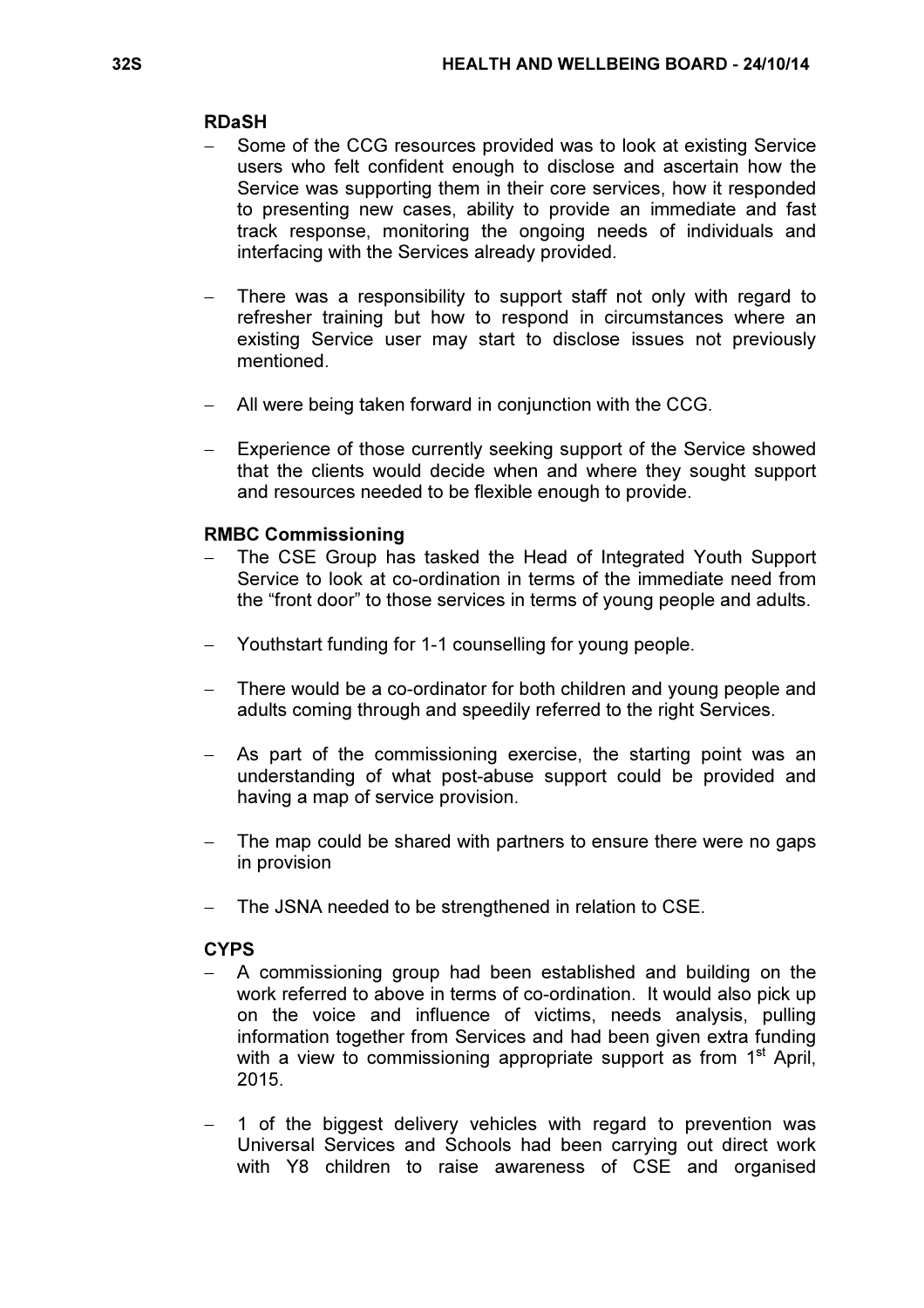**RDaSH**

- Some of the CCG resources provided was to look at existing Service users who felt confident enough to disclose and ascertain how the Service was supporting them in their core services, how it responded to presenting new cases, ability to provide an immediate and fast track response, monitoring the ongoing needs of individuals and interfacing with the Services already provided.

- There was a responsibility to support staff not only with regard to refresher training but how to respond in circumstances where an existing Service user may start to disclose issues not previously mentioned.

- All were being taken forward in conjunction with the CCG.

- Experience of those currently seeking support of the Service showed that the clients would decide when and where they sought support and resources needed to be flexible enough to provide.

**RMBC Commissioning**

- The CSE Group has tasked the Head of Integrated Youth Support Service to look at co-ordination in terms of the immediate need from the "front door" to those services in terms of young people and adults.

- Youthstart funding for 1-1 counselling for young people.

- There would be a co-ordinator for both children and young people and adults coming through and speedily referred to the right Services.

- As part of the commissioning exercise, the starting point was an understanding of what post-abuse support could be provided and having a map of service provision.

- The map could be shared with partners to ensure there were no gaps in provision

- The JSNA needed to be strengthened in relation to CSE.

**CYPS**

- A commissioning group had been established and building on the work referred to above in terms of co-ordination. It would also pick up on the voice and influence of victims, needs analysis, pulling information together from Services and had been given extra funding with a view to commissioning appropriate support as from 1st April, 2015.

- 1 of the biggest delivery vehicles with regard to prevention was Universal Services and Schools had been carrying out direct work with Y8 children to raise awareness of CSE and organised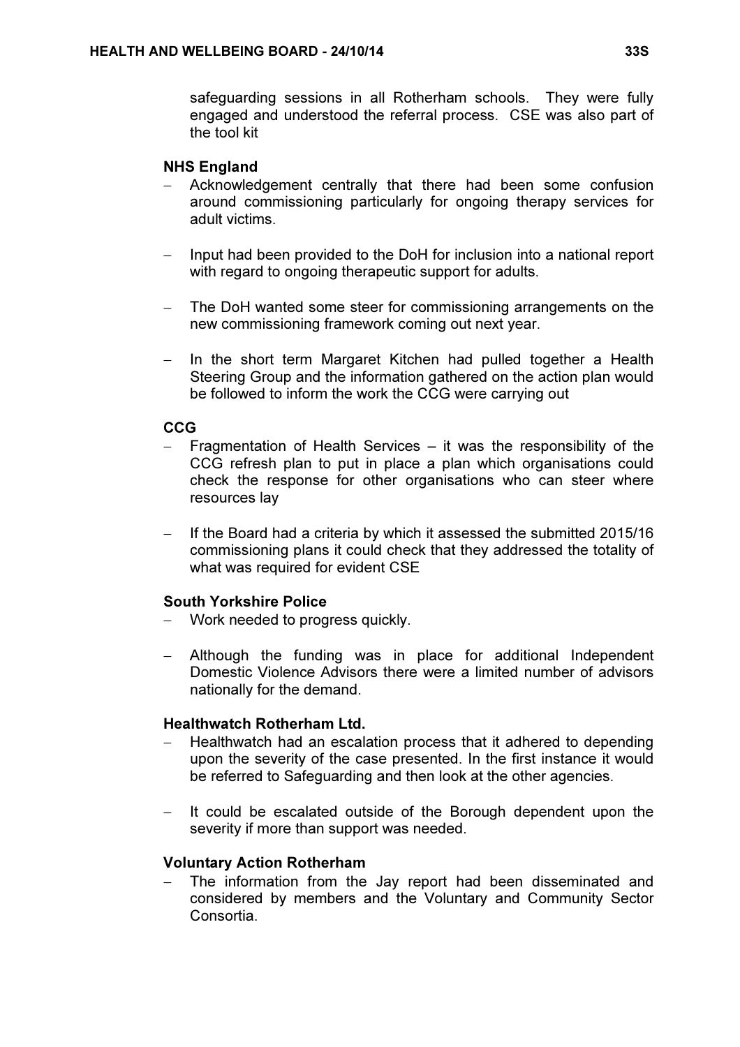safeguarding sessions in all Rotherham schools. They were fully engaged and understood the referral process. CSE was also part of the tool kit

**NHS England**

- Acknowledgement centrally that there had been some confusion around commissioning particularly for ongoing therapy services for adult victims.

- Input had been provided to the DoH for inclusion into a national report with regard to ongoing therapeutic support for adults.

- The DoH wanted some steer for commissioning arrangements on the new commissioning framework coming out next year.

- In the short term Margaret Kitchen had pulled together a Health Steering Group and the information gathered on the action plan would be followed to inform the work the CCG were carrying out

**CCG**

- Fragmentation of Health Services – it was the responsibility of the CCG refresh plan to put in place a plan which organisations could check the response for other organisations who can steer where resources lay

- If the Board had a criteria by which it assessed the submitted 2015/16 commissioning plans it could check that they addressed the totality of what was required for evident CSE

**South Yorkshire Police**

- Work needed to progress quickly.

- Although the funding was in place for additional Independent Domestic Violence Advisors there were a limited number of advisors nationally for the demand.

**Healthwatch Rotherham Ltd.**

- Healthwatch had an escalation process that it adhered to depending upon the severity of the case presented. In the first instance it would be referred to Safeguarding and then look at the other agencies.

- It could be escalated outside of the Borough dependent upon the severity if more than support was needed.

**Voluntary Action Rotherham**

- The information from the Jay report had been disseminated and considered by members and the Voluntary and Community Sector Consortia.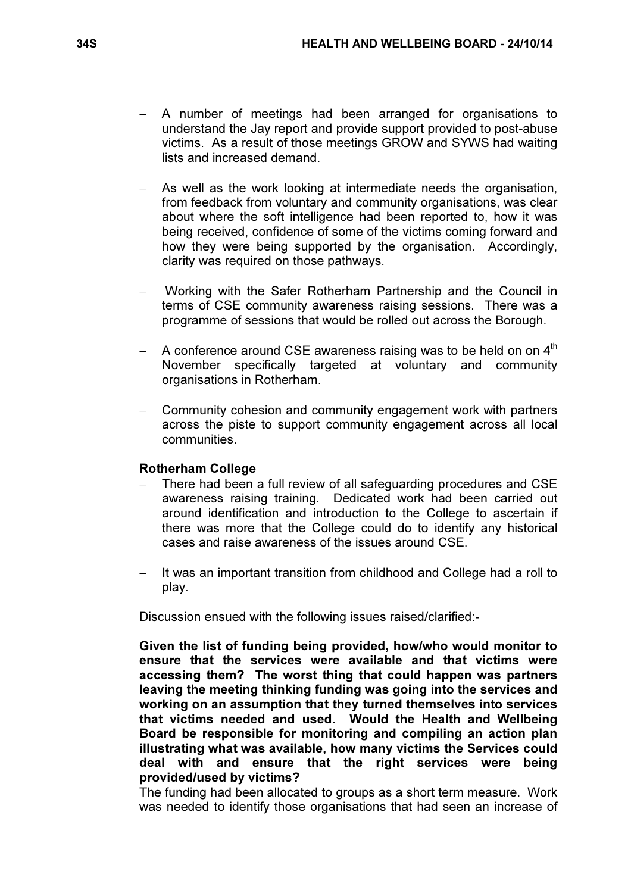- A number of meetings had been arranged for organisations to understand the Jay report and provide support provided to post-abuse victims. As a result of those meetings GROW and SYWS had waiting lists and increased demand.

- As well as the work looking at intermediate needs the organisation, from feedback from voluntary and community organisations, was clear about where the soft intelligence had been reported to, how it was being received, confidence of some of the victims coming forward and how they were being supported by the organisation. Accordingly, clarity was required on those pathways.

- Working with the Safer Rotherham Partnership and the Council in terms of CSE community awareness raising sessions. There was a programme of sessions that would be rolled out across the Borough.

- A conference around CSE awareness raising was to be held on on 4th November specifically targeted at voluntary and community organisations in Rotherham.

- Community cohesion and community engagement work with partners across the piste to support community engagement across all local communities.

**Rotherham College**

- There had been a full review of all safeguarding procedures and CSE awareness raising training. Dedicated work had been carried out around identification and introduction to the College to ascertain if there was more that the College could do to identify any historical cases and raise awareness of the issues around CSE.

- It was an important transition from childhood and College had a roll to play.

Discussion ensued with the following issues raised/clarified:-

**Given the list of funding being provided, how/who would monitor to ensure that the services were available and that victims were accessing them? The worst thing that could happen was partners leaving the meeting thinking funding was going into the services and working on an assumption that they turned themselves into services that victims needed and used. Would the Health and Wellbeing Board be responsible for monitoring and compiling an action plan illustrating what was available, how many victims the Services could deal with and ensure that the right services were being provided/used by victims?**

The funding had been allocated to groups as a short term measure. Work was needed to identify those organisations that had seen an increase of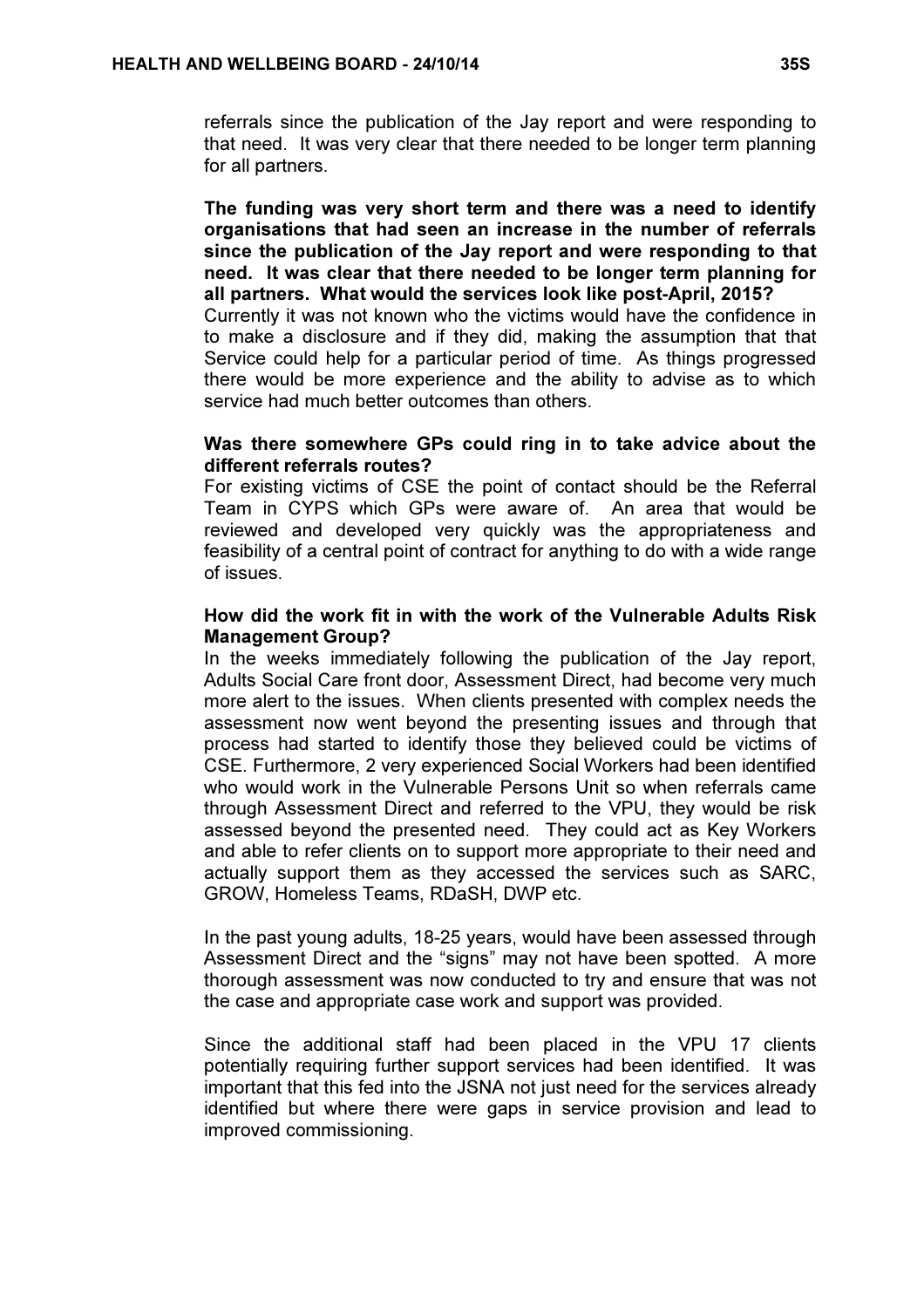referrals since the publication of the Jay report and were responding to that need. It was very clear that there needed to be longer term planning for all partners.

**The funding was very short term and there was a need to identify organisations that had seen an increase in the number of referrals since the publication of the Jay report and were responding to that need. It was clear that there needed to be longer term planning for all partners. What would the services look like post-April, 2015?**

Currently it was not known who the victims would have the confidence in to make a disclosure and if they did, making the assumption that that Service could help for a particular period of time. As things progressed there would be more experience and the ability to advise as to which service had much better outcomes than others.

**Was there somewhere GPs could ring in to take advice about the different referrals routes?**

For existing victims of CSE the point of contact should be the Referral Team in CYPS which GPs were aware of. An area that would be reviewed and developed very quickly was the appropriateness and feasibility of a central point of contract for anything to do with a wide range of issues.

**How did the work fit in with the work of the Vulnerable Adults Risk Management Group?**

In the weeks immediately following the publication of the Jay report, Adults Social Care front door, Assessment Direct, had become very much more alert to the issues. When clients presented with complex needs the assessment now went beyond the presenting issues and through that process had started to identify those they believed could be victims of CSE. Furthermore, 2 very experienced Social Workers had been identified who would work in the Vulnerable Persons Unit so when referrals came through Assessment Direct and referred to the VPU, they would be risk assessed beyond the presented need. They could act as Key Workers and able to refer clients on to support more appropriate to their need and actually support them as they accessed the services such as SARC, GROW, Homeless Teams, RDaSH, DWP etc.

In the past young adults, 18-25 years, would have been assessed through Assessment Direct and the "signs" may not have been spotted. A more thorough assessment was now conducted to try and ensure that was not the case and appropriate case work and support was provided.

Since the additional staff had been placed in the VPU 17 clients potentially requiring further support services had been identified. It was important that this fed into the JSNA not just need for the services already identified but where there were gaps in service provision and lead to improved commissioning.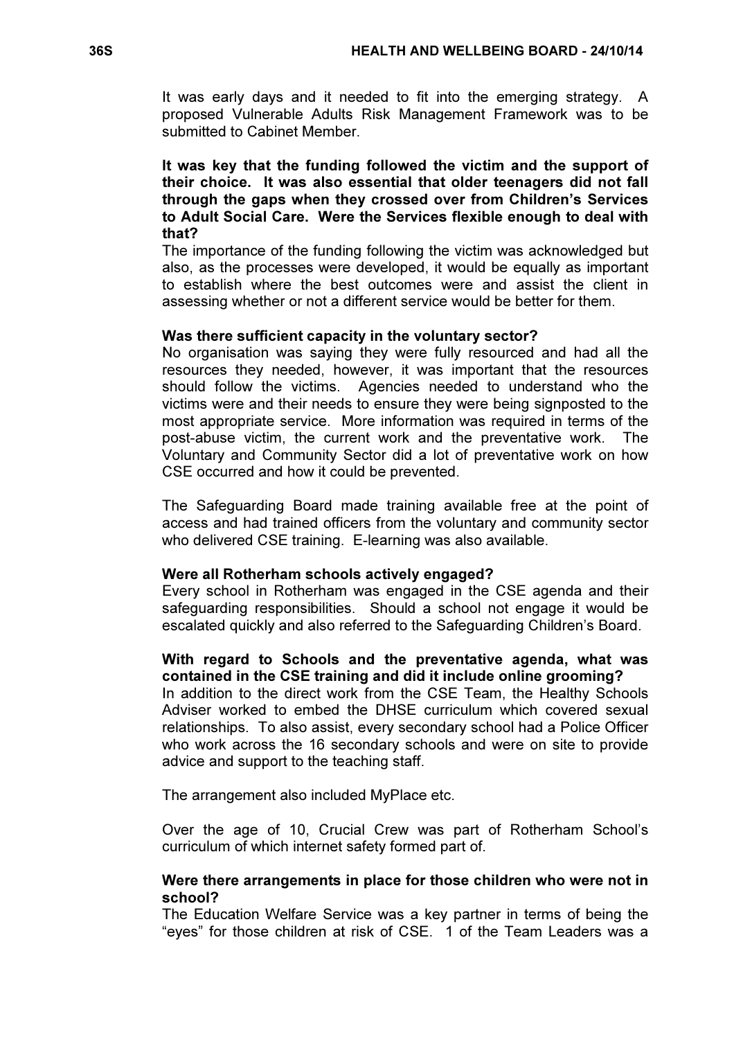It was early days and it needed to fit into the emerging strategy. A proposed Vulnerable Adults Risk Management Framework was to be submitted to Cabinet Member.

**It was key that the funding followed the victim and the support of their choice. It was also essential that older teenagers did not fall through the gaps when they crossed over from Children's Services to Adult Social Care. Were the Services flexible enough to deal with that?**
The importance of the funding following the victim was acknowledged but also, as the processes were developed, it would be equally as important to establish where the best outcomes were and assist the client in assessing whether or not a different service would be better for them.

**Was there sufficient capacity in the voluntary sector?**
No organisation was saying they were fully resourced and had all the resources they needed, however, it was important that the resources should follow the victims. Agencies needed to understand who the victims were and their needs to ensure they were being signposted to the most appropriate service. More information was required in terms of the post-abuse victim, the current work and the preventative work. The Voluntary and Community Sector did a lot of preventative work on how CSE occurred and how it could be prevented.

The Safeguarding Board made training available free at the point of access and had trained officers from the voluntary and community sector who delivered CSE training. E-learning was also available.

**Were all Rotherham schools actively engaged?**
Every school in Rotherham was engaged in the CSE agenda and their safeguarding responsibilities. Should a school not engage it would be escalated quickly and also referred to the Safeguarding Children's Board.

**With regard to Schools and the preventative agenda, what was contained in the CSE training and did it include online grooming?**
In addition to the direct work from the CSE Team, the Healthy Schools Adviser worked to embed the DHSE curriculum which covered sexual relationships. To also assist, every secondary school had a Police Officer who work across the 16 secondary schools and were on site to provide advice and support to the teaching staff.

The arrangement also included MyPlace etc.

Over the age of 10, Crucial Crew was part of Rotherham School's curriculum of which internet safety formed part of.

**Were there arrangements in place for those children who were not in school?**
The Education Welfare Service was a key partner in terms of being the "eyes" for those children at risk of CSE. 1 of the Team Leaders was a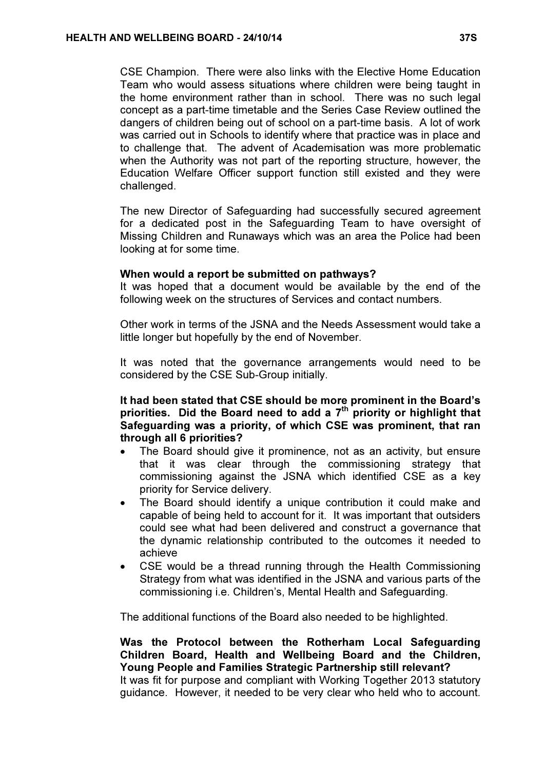CSE Champion. There were also links with the Elective Home Education Team who would assess situations where children were being taught in the home environment rather than in school. There was no such legal concept as a part-time timetable and the Series Case Review outlined the dangers of children being out of school on a part-time basis. A lot of work was carried out in Schools to identify where that practice was in place and to challenge that. The advent of Academisation was more problematic when the Authority was not part of the reporting structure, however, the Education Welfare Officer support function still existed and they were challenged.

The new Director of Safeguarding had successfully secured agreement for a dedicated post in the Safeguarding Team to have oversight of Missing Children and Runaways which was an area the Police had been looking at for some time.

**When would a report be submitted on pathways?**
It was hoped that a document would be available by the end of the following week on the structures of Services and contact numbers.

Other work in terms of the JSNA and the Needs Assessment would take a little longer but hopefully by the end of November.

It was noted that the governance arrangements would need to be considered by the CSE Sub-Group initially.

**It had been stated that CSE should be more prominent in the Board's priorities. Did the Board need to add a 7th priority or highlight that Safeguarding was a priority, of which CSE was prominent, that ran through all 6 priorities?**

- The Board should give it prominence, not as an activity, but ensure that it was clear through the commissioning strategy that commissioning against the JSNA which identified CSE as a key priority for Service delivery.
- The Board should identify a unique contribution it could make and capable of being held to account for it. It was important that outsiders could see what had been delivered and construct a governance that the dynamic relationship contributed to the outcomes it needed to achieve
- CSE would be a thread running through the Health Commissioning Strategy from what was identified in the JSNA and various parts of the commissioning i.e. Children's, Mental Health and Safeguarding.

The additional functions of the Board also needed to be highlighted.

**Was the Protocol between the Rotherham Local Safeguarding Children Board, Health and Wellbeing Board and the Children, Young People and Families Strategic Partnership still relevant?**
It was fit for purpose and compliant with Working Together 2013 statutory guidance. However, it needed to be very clear who held who to account.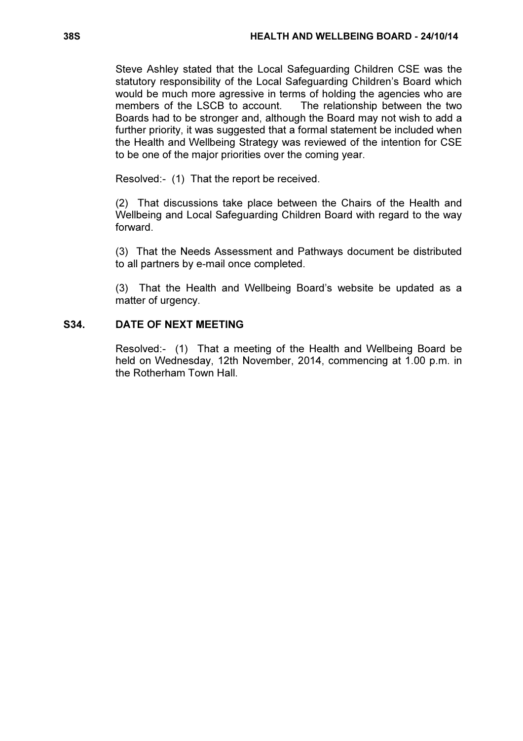Steve Ashley stated that the Local Safeguarding Children CSE was the statutory responsibility of the Local Safeguarding Children's Board which would be much more agressive in terms of holding the agencies who are members of the LSCB to account. The relationship between the two Boards had to be stronger and, although the Board may not wish to add a further priority, it was suggested that a formal statement be included when the Health and Wellbeing Strategy was reviewed of the intention for CSE to be one of the major priorities over the coming year.

Resolved:- (1) That the report be received.

(2) That discussions take place between the Chairs of the Health and Wellbeing and Local Safeguarding Children Board with regard to the way forward.

(3) That the Needs Assessment and Pathways document be distributed to all partners by e-mail once completed.

(3) That the Health and Wellbeing Board's website be updated as a matter of urgency.

## S34. DATE OF NEXT MEETING

Resolved:- (1) That a meeting of the Health and Wellbeing Board be held on Wednesday, 12th November, 2014, commencing at 1.00 p.m. in the Rotherham Town Hall.